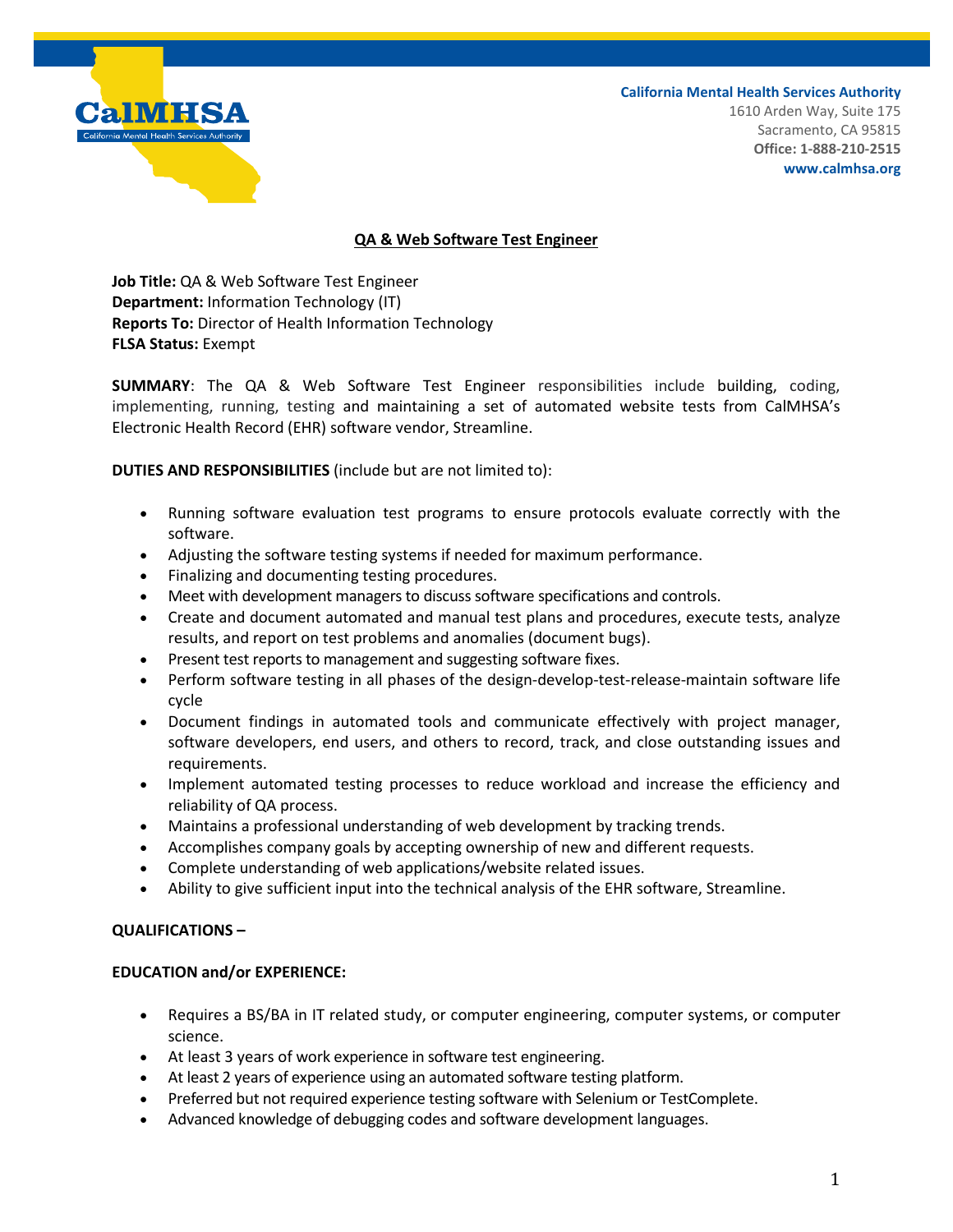California Mental Health Services Authority
1610 Arden Way, Suite 175
Sacramento, CA 95815
**Office: 1-888-210-2515**
**www.calmhsa.org**

# QA & Web Software Test Engineer

**Job Title:** QA & Web Software Test Engineer
**Department:** Information Technology (IT)
**Reports To:** Director of Health Information Technology
**FLSA Status:** Exempt

**SUMMARY**: The QA & Web Software Test Engineer responsibilities include building, coding, implementing, running, testing and maintaining a set of automated website tests from CalMHSA's Electronic Health Record (EHR) software vendor, Streamline.

**DUTIES AND RESPONSIBILITIES** (include but are not limited to):

- Running software evaluation test programs to ensure protocols evaluate correctly with the software.
- Adjusting the software testing systems if needed for maximum performance.
- Finalizing and documenting testing procedures.
- Meet with development managers to discuss software specifications and controls.
- Create and document automated and manual test plans and procedures, execute tests, analyze results, and report on test problems and anomalies (document bugs).
- Present test reports to management and suggesting software fixes.
- Perform software testing in all phases of the design-develop-test-release-maintain software life cycle
- Document findings in automated tools and communicate effectively with project manager, software developers, end users, and others to record, track, and close outstanding issues and requirements.
- Implement automated testing processes to reduce workload and increase the efficiency and reliability of QA process.
- Maintains a professional understanding of web development by tracking trends.
- Accomplishes company goals by accepting ownership of new and different requests.
- Complete understanding of web applications/website related issues.
- Ability to give sufficient input into the technical analysis of the EHR software, Streamline.

**QUALIFICATIONS –**

**EDUCATION and/or EXPERIENCE:**

- Requires a BS/BA in IT related study, or computer engineering, computer systems, or computer science.
- At least 3 years of work experience in software test engineering.
- At least 2 years of experience using an automated software testing platform.
- Preferred but not required experience testing software with Selenium or TestComplete.
- Advanced knowledge of debugging codes and software development languages.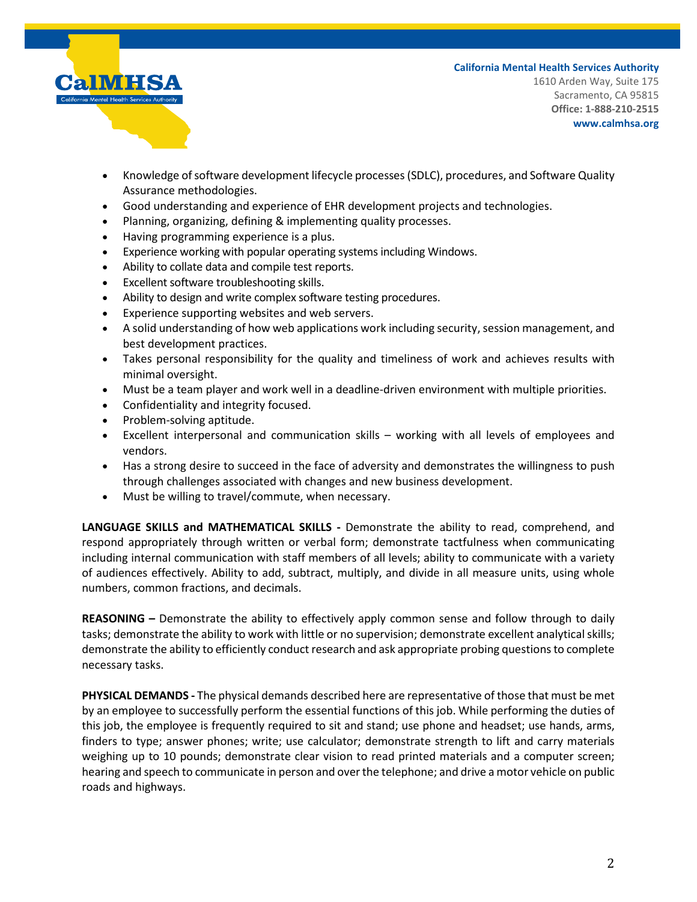- Knowledge of software development lifecycle processes (SDLC), procedures, and Software Quality Assurance methodologies.
- Good understanding and experience of EHR development projects and technologies.
- Planning, organizing, defining & implementing quality processes.
- Having programming experience is a plus.
- Experience working with popular operating systems including Windows.
- Ability to collate data and compile test reports.
- Excellent software troubleshooting skills.
- Ability to design and write complex software testing procedures.
- Experience supporting websites and web servers.
- A solid understanding of how web applications work including security, session management, and best development practices.
- Takes personal responsibility for the quality and timeliness of work and achieves results with minimal oversight.
- Must be a team player and work well in a deadline-driven environment with multiple priorities.
- Confidentiality and integrity focused.
- Problem-solving aptitude.
- Excellent interpersonal and communication skills – working with all levels of employees and vendors.
- Has a strong desire to succeed in the face of adversity and demonstrates the willingness to push through challenges associated with changes and new business development.
- Must be willing to travel/commute, when necessary.

**LANGUAGE SKILLS and MATHEMATICAL SKILLS -** Demonstrate the ability to read, comprehend, and respond appropriately through written or verbal form; demonstrate tactfulness when communicating including internal communication with staff members of all levels; ability to communicate with a variety of audiences effectively. Ability to add, subtract, multiply, and divide in all measure units, using whole numbers, common fractions, and decimals.

**REASONING –** Demonstrate the ability to effectively apply common sense and follow through to daily tasks; demonstrate the ability to work with little or no supervision; demonstrate excellent analytical skills; demonstrate the ability to efficiently conduct research and ask appropriate probing questions to complete necessary tasks.

**PHYSICAL DEMANDS -** The physical demands described here are representative of those that must be met by an employee to successfully perform the essential functions of this job. While performing the duties of this job, the employee is frequently required to sit and stand; use phone and headset; use hands, arms, finders to type; answer phones; write; use calculator; demonstrate strength to lift and carry materials weighing up to 10 pounds; demonstrate clear vision to read printed materials and a computer screen; hearing and speech to communicate in person and over the telephone; and drive a motor vehicle on public roads and highways.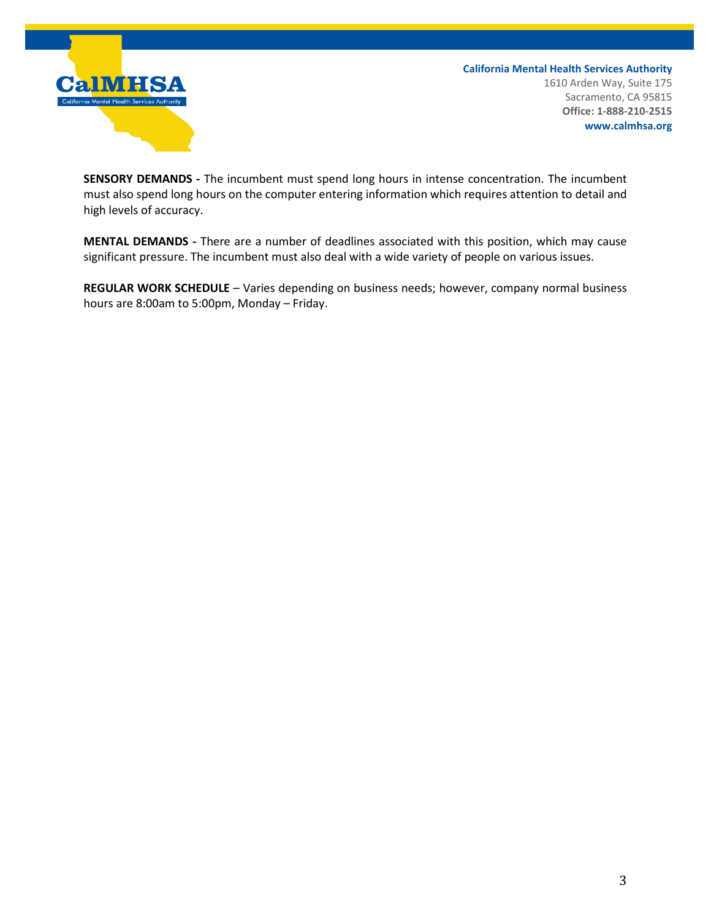**SENSORY DEMANDS -** The incumbent must spend long hours in intense concentration. The incumbent must also spend long hours on the computer entering information which requires attention to detail and high levels of accuracy.

**MENTAL DEMANDS -** There are a number of deadlines associated with this position, which may cause significant pressure. The incumbent must also deal with a wide variety of people on various issues.

**REGULAR WORK SCHEDULE** – Varies depending on business needs; however, company normal business hours are 8:00am to 5:00pm, Monday – Friday.